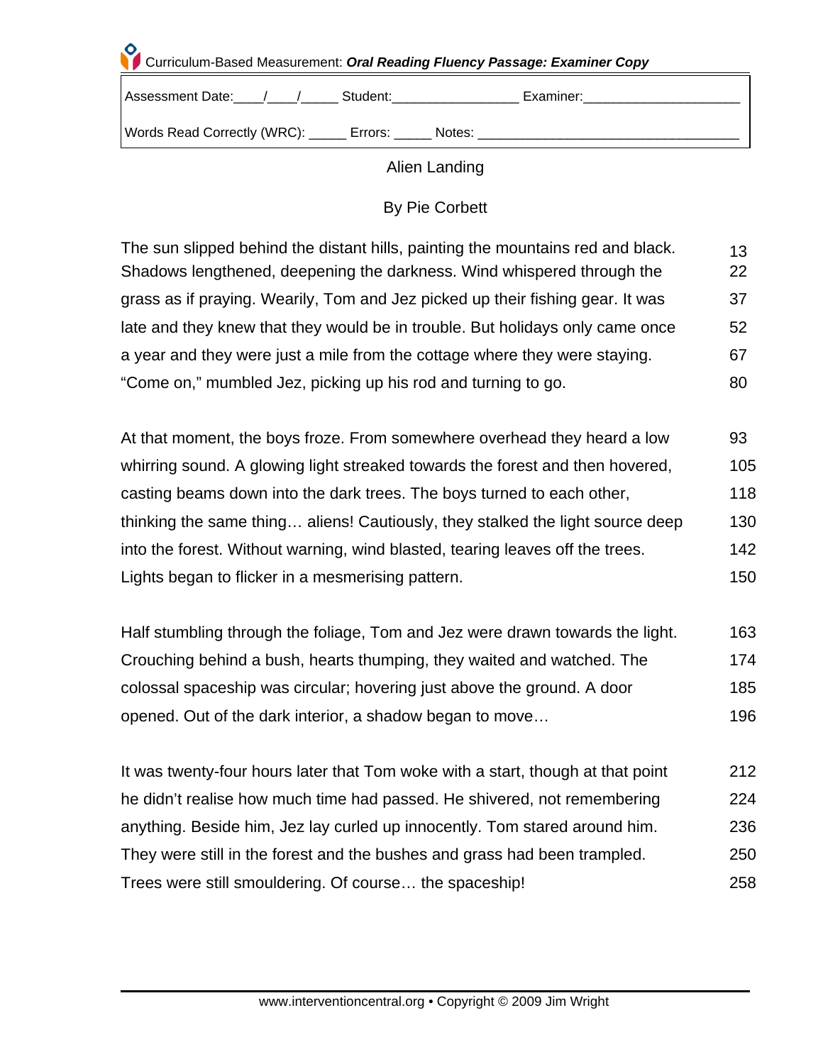Curriculum-Based Measurement: ***Oral Reading Fluency Passage: Examiner Copy***

Assessment Date:____/____/_____ Student:_________________ Examiner:_____________________

Words Read Correctly (WRC): _____ Errors: _____ Notes: ___________________________________

# Alien Landing

By Pie Corbett

| | |
|---|---|
| The sun slipped behind the distant hills, painting the mountains red and black. | 13 |
| Shadows lengthened, deepening the darkness. Wind whispered through the | 22 |
| grass as if praying. Wearily, Tom and Jez picked up their fishing gear. It was | 37 |
| late and they knew that they would be in trouble. But holidays only came once | 52 |
| a year and they were just a mile from the cottage where they were staying. | 67 |
| "Come on," mumbled Jez, picking up his rod and turning to go. | 80 |
| | |
| At that moment, the boys froze. From somewhere overhead they heard a low | 93 |
| whirring sound. A glowing light streaked towards the forest and then hovered, | 105 |
| casting beams down into the dark trees. The boys turned to each other, | 118 |
| thinking the same thing… aliens! Cautiously, they stalked the light source deep | 130 |
| into the forest. Without warning, wind blasted, tearing leaves off the trees. | 142 |
| Lights began to flicker in a mesmerising pattern. | 150 |
| | |
| Half stumbling through the foliage, Tom and Jez were drawn towards the light. | 163 |
| Crouching behind a bush, hearts thumping, they waited and watched. The | 174 |
| colossal spaceship was circular; hovering just above the ground. A door | 185 |
| opened. Out of the dark interior, a shadow began to move… | 196 |
| | |
| It was twenty-four hours later that Tom woke with a start, though at that point | 212 |
| he didn't realise how much time had passed. He shivered, not remembering | 224 |
| anything. Beside him, Jez lay curled up innocently. Tom stared around him. | 236 |
| They were still in the forest and the bushes and grass had been trampled. | 250 |
| Trees were still smouldering. Of course… the spaceship! | 258 |

www.interventioncentral.org • Copyright © 2009 Jim Wright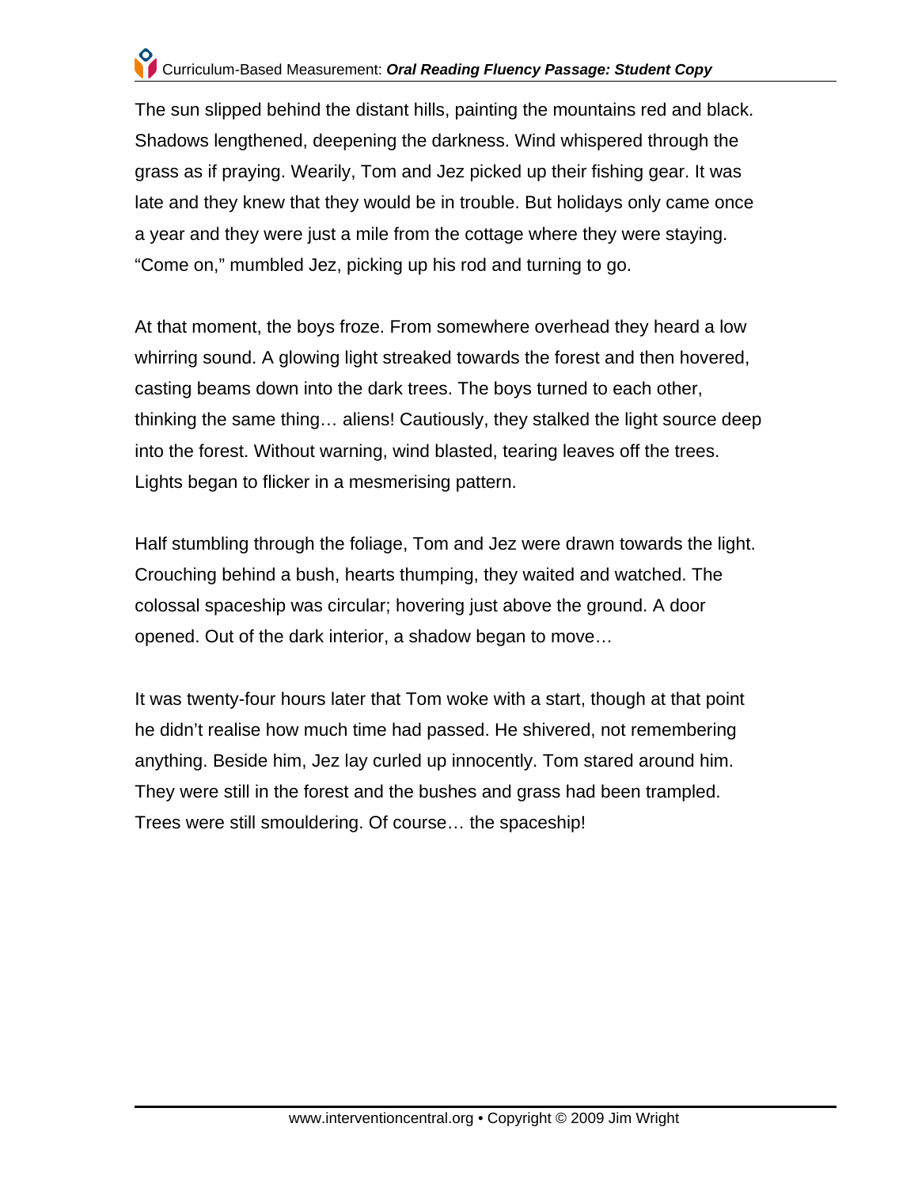The sun slipped behind the distant hills, painting the mountains red and black. Shadows lengthened, deepening the darkness. Wind whispered through the grass as if praying. Wearily, Tom and Jez picked up their fishing gear. It was late and they knew that they would be in trouble. But holidays only came once a year and they were just a mile from the cottage where they were staying. “Come on,” mumbled Jez, picking up his rod and turning to go.

At that moment, the boys froze. From somewhere overhead they heard a low whirring sound. A glowing light streaked towards the forest and then hovered, casting beams down into the dark trees. The boys turned to each other, thinking the same thing… aliens! Cautiously, they stalked the light source deep into the forest. Without warning, wind blasted, tearing leaves off the trees. Lights began to flicker in a mesmerising pattern.

Half stumbling through the foliage, Tom and Jez were drawn towards the light. Crouching behind a bush, hearts thumping, they waited and watched. The colossal spaceship was circular; hovering just above the ground. A door opened. Out of the dark interior, a shadow began to move…

It was twenty-four hours later that Tom woke with a start, though at that point he didn’t realise how much time had passed. He shivered, not remembering anything. Beside him, Jez lay curled up innocently. Tom stared around him. They were still in the forest and the bushes and grass had been trampled. Trees were still smouldering. Of course… the spaceship!